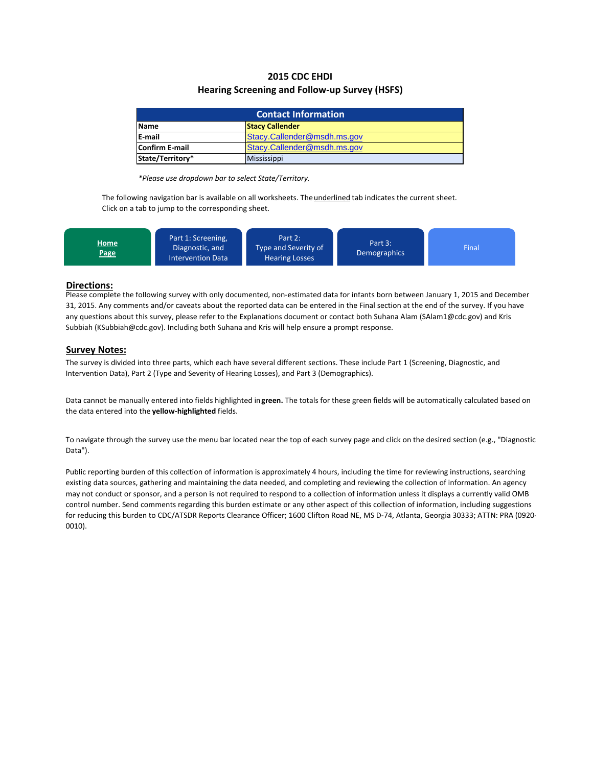# 2015 CDC EHDI
## Hearing Screening and Follow-up Survey (HSFS)

| Contact Information | |
|---|---|
| **Name** | **Stacy Callender** |
| **E-mail** | Stacy.Callender@msdh.ms.gov |
| **Confirm E-mail** | Stacy.Callender@msdh.ms.gov |
| **State/Territory*** | Mississippi |

*\*Please use dropdown bar to select State/Territory.*

The following navigation bar is available on all worksheets. The underlined tab indicates the current sheet. Click on a tab to jump to the corresponding sheet.

| Home Page | Part 1: Screening, Diagnostic, and Intervention Data | Part 2: Type and Severity of Hearing Losses | Part 3: Demographics | Final |
|---|---|---|---|---|

## Directions:

Please complete the following survey with only documented, non-estimated data for infants born between January 1, 2015 and December 31, 2015. Any comments and/or caveats about the reported data can be entered in the Final section at the end of the survey. If you have any questions about this survey, please refer to the Explanations document or contact both Suhana Alam (SAlam1@cdc.gov) and Kris Subbiah (KSubbiah@cdc.gov). Including both Suhana and Kris will help ensure a prompt response.

## Survey Notes:

The survey is divided into three parts, which each have several different sections. These include Part 1 (Screening, Diagnostic, and Intervention Data), Part 2 (Type and Severity of Hearing Losses), and Part 3 (Demographics).

Data cannot be manually entered into fields highlighted in **green.** The totals for these green fields will be automatically calculated based on the data entered into the **yellow-highlighted** fields.

To navigate through the survey use the menu bar located near the top of each survey page and click on the desired section (e.g., "Diagnostic Data").

Public reporting burden of this collection of information is approximately 4 hours, including the time for reviewing instructions, searching existing data sources, gathering and maintaining the data needed, and completing and reviewing the collection of information. An agency may not conduct or sponsor, and a person is not required to respond to a collection of information unless it displays a currently valid OMB control number. Send comments regarding this burden estimate or any other aspect of this collection of information, including suggestions for reducing this burden to CDC/ATSDR Reports Clearance Officer; 1600 Clifton Road NE, MS D-74, Atlanta, Georgia 30333; ATTN: PRA (0920-0010).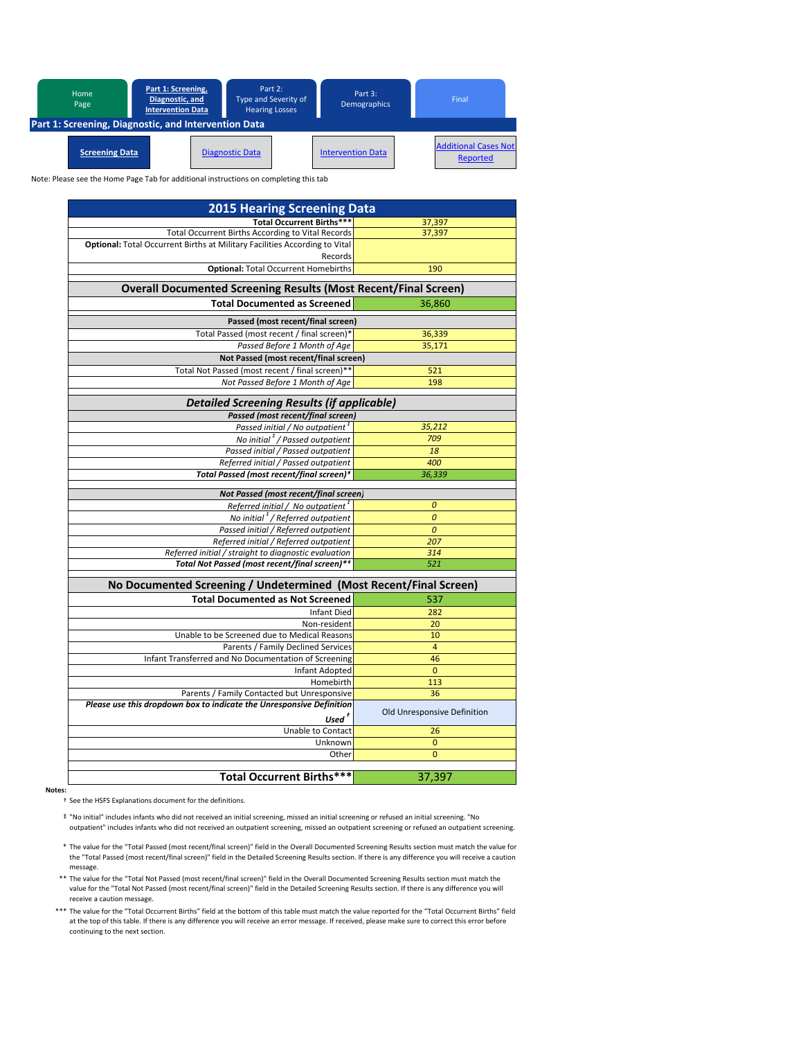| Home Page | Part 1: Screening, Diagnostic, and Intervention Data | Part 2: Type and Severity of Hearing Losses | Part 3: Demographics | Final |
|---|---|---|---|---|

## Part 1: Screening, Diagnostic, and Intervention Data

| Screening Data | Diagnostic Data | Intervention Data | Additional Cases Not Reported |
|---|---|---|---|

Note: Please see the Home Page Tab for additional instructions on completing this tab

| 2015 Hearing Screening Data | |
|---|---|
| **Total Occurrent Births*** ** | 37,397 |
| Total Occurrent Births According to Vital Records | 37,397 |
| **Optional:** Total Occurrent Births at Military Facilities According to Vital Records | |
| **Optional:** Total Occurrent Homebirths | 190 |
| **Overall Documented Screening Results (Most Recent/Final Screen)** | |
| **Total Documented as Screened** | 36,860 |
| **Passed (most recent/final screen)** | |
| Total Passed (most recent / final screen)* | 36,339 |
| *Passed Before 1 Month of Age* | 35,171 |
| **Not Passed (most recent/final screen)** | |
| Total Not Passed (most recent / final screen)** | 521 |
| *Not Passed Before 1 Month of Age* | 198 |
| ***Detailed Screening Results (if applicable)*** | |
| ***Passed (most recent/final screen)*** | |
| *Passed initial / No outpatient ‡* | *35,212* |
| *No initial ‡ / Passed outpatient* | *709* |
| *Passed initial / Passed outpatient* | *18* |
| *Referred initial / Passed outpatient* | *400* |
| ***Total Passed (most recent/final screen)**** | *36,339* |
| ***Not Passed (most recent/final screen)*** | |
| *Referred initial / No outpatient ‡* | *0* |
| *No initial ‡ / Referred outpatient* | *0* |
| *Passed initial / Referred outpatient* | *0* |
| *Referred initial / Referred outpatient* | *207* |
| *Referred initial / straight to diagnostic evaluation* | *314* |
| ***Total Not Passed (most recent/final screen)***** | *521* |
| **No Documented Screening / Undetermined (Most Recent/Final Screen)** | |
| **Total Documented as Not Screened** | 537 |
| Infant Died | 282 |
| Non-resident | 20 |
| Unable to be Screened due to Medical Reasons | 10 |
| Parents / Family Declined Services | 4 |
| Infant Transferred and No Documentation of Screening | 46 |
| Infant Adopted | 0 |
| Homebirth | 113 |
| Parents / Family Contacted but Unresponsive | 36 |
| ***Please use this dropdown box to indicate the Unresponsive Definition Used †*** | Old Unresponsive Definition |
| Unable to Contact | 26 |
| Unknown | 0 |
| Other | 0 |
| **Total Occurrent Births*** ** | 37,397 |

**Notes:**

† See the HSFS Explanations document for the definitions.

‡ "No initial" includes infants who did not received an initial screening, missed an initial screening or refused an initial screening. "No outpatient" includes infants who did not received an outpatient screening, missed an outpatient screening or refused an outpatient screening.

\* The value for the "Total Passed (most recent/final screen)" field in the Overall Documented Screening Results section must match the value for the "Total Passed (most recent/final screen)" field in the Detailed Screening Results section. If there is any difference you will receive a caution message.

\*\* The value for the "Total Not Passed (most recent/final screen)" field in the Overall Documented Screening Results section must match the value for the "Total Not Passed (most recent/final screen)" field in the Detailed Screening Results section. If there is any difference you will receive a caution message.

\*\*\* The value for the "Total Occurrent Births" field at the bottom of this table must match the value reported for the "Total Occurrent Births" field at the top of this table. If there is any difference you will receive an error message. If received, please make sure to correct this error before continuing to the next section.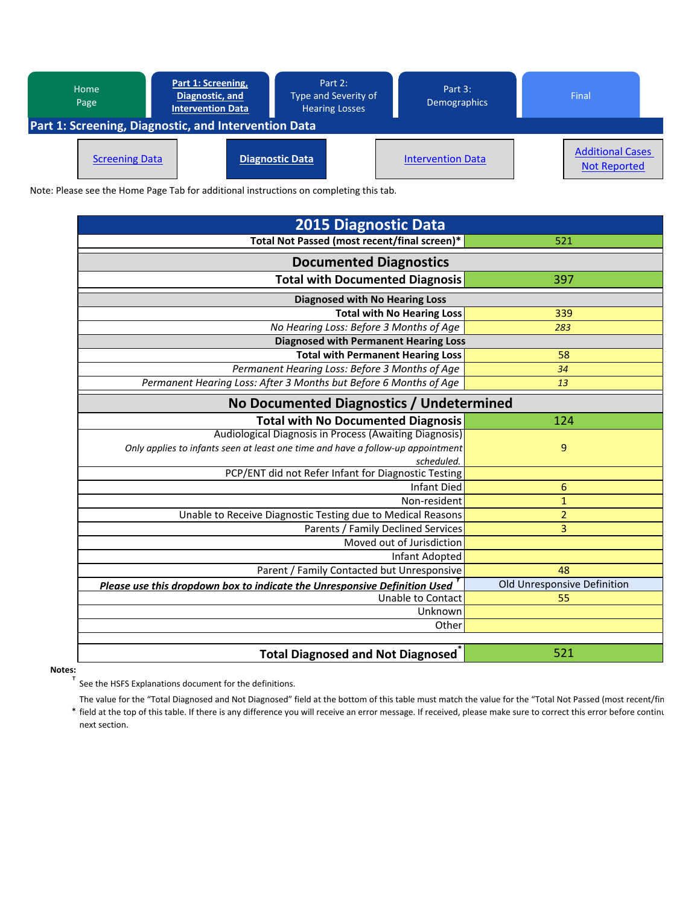Home Page | **Part 1: Screening, Diagnostic, and Intervention Data** | Part 2: Type and Severity of Hearing Losses | Part 3: Demographics | Final

## Part 1: Screening, Diagnostic, and Intervention Data

Screening Data | **Diagnostic Data** | Intervention Data | Additional Cases Not Reported

Note: Please see the Home Page Tab for additional instructions on completing this tab.

| 2015 Diagnostic Data | |
|---|---|
| **Total Not Passed (most recent/final screen)*** | 521 |
| **Documented Diagnostics** | |
| **Total with Documented Diagnosis** | 397 |
| **Diagnosed with No Hearing Loss** | |
| **Total with No Hearing Loss** | 339 |
| *No Hearing Loss: Before 3 Months of Age* | *283* |
| **Diagnosed with Permanent Hearing Loss** | |
| **Total with Permanent Hearing Loss** | 58 |
| *Permanent Hearing Loss: Before 3 Months of Age* | *34* |
| *Permanent Hearing Loss: After 3 Months but Before 6 Months of Age* | *13* |
| **No Documented Diagnostics / Undetermined** | |
| **Total with No Documented Diagnosis** | 124 |
| Audiological Diagnosis in Process (Awaiting Diagnosis) *Only applies to infants seen at least one time and have a follow-up appointment scheduled.* | 9 |
| PCP/ENT did not Refer Infant for Diagnostic Testing | |
| Infant Died | 6 |
| Non-resident | 1 |
| Unable to Receive Diagnostic Testing due to Medical Reasons | 2 |
| Parents / Family Declined Services | 3 |
| Moved out of Jurisdiction | |
| Infant Adopted | |
| Parent / Family Contacted but Unresponsive | 48 |
| ***Please use this dropdown box to indicate the Unresponsive Definition Used***[Ŧ] | Old Unresponsive Definition |
| Unable to Contact | 55 |
| Unknown | |
| Other | |
| **Total Diagnosed and Not Diagnosed*** | 521 |

**Notes:**

[Ŧ] See the HSFS Explanations document for the definitions.

\* The value for the "Total Diagnosed and Not Diagnosed" field at the bottom of this table must match the value for the "Total Not Passed (most recent/fin field at the top of this table. If there is any difference you will receive an error message. If received, please make sure to correct this error before continu next section.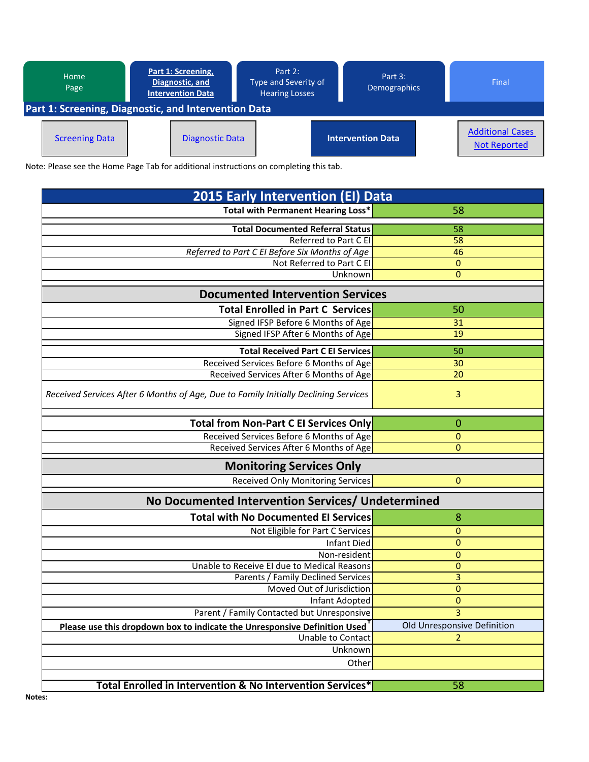| Home Page | Part 1: Screening, Diagnostic, and Intervention Data | Part 2: Type and Severity of Hearing Losses | Part 3: Demographics | Final |
|---|---|---|---|---|

## Part 1: Screening, Diagnostic, and Intervention Data

| Screening Data | Diagnostic Data | Intervention Data | Additional Cases Not Reported |
|---|---|---|---|

Note: Please see the Home Page Tab for additional instructions on completing this tab.

| 2015 Early Intervention (EI) Data | |
|---|---|
| **Total with Permanent Hearing Loss*** | 58 |
| | |
| **Total Documented Referral Status** | 58 |
| Referred to Part C EI | 58 |
| *Referred to Part C EI Before Six Months of Age* | 46 |
| Not Referred to Part C EI | 0 |
| Unknown | 0 |
| **Documented Intervention Services** | |
| **Total Enrolled in Part C Services** | 50 |
| Signed IFSP Before 6 Months of Age | 31 |
| Signed IFSP After 6 Months of Age | 19 |
| **Total Received Part C EI Services** | 50 |
| Received Services Before 6 Months of Age | 30 |
| Received Services After 6 Months of Age | 20 |
| *Received Services After 6 Months of Age, Due to Family Initially Declining Services* | 3 |
| | |
| **Total from Non-Part C EI Services Only** | 0 |
| Received Services Before 6 Months of Age | 0 |
| Received Services After 6 Months of Age | 0 |
| **Monitoring Services Only** | |
| Received Only Monitoring Services | 0 |
| **No Documented Intervention Services/ Undetermined** | |
| **Total with No Documented EI Services** | 8 |
| Not Eligible for Part C Services | 0 |
| Infant Died | 0 |
| Non-resident | 0 |
| Unable to Receive EI due to Medical Reasons | 0 |
| Parents / Family Declined Services | 3 |
| Moved Out of Jurisdiction | 0 |
| Infant Adopted | 0 |
| Parent / Family Contacted but Unresponsive | 3 |
| **Please use this dropdown box to indicate the Unresponsive Definition Used†** | Old Unresponsive Definition |
| Unable to Contact | 2 |
| Unknown | |
| Other | |
| | |
| **Total Enrolled in Intervention & No Intervention Services*** | 58 |

**Notes:**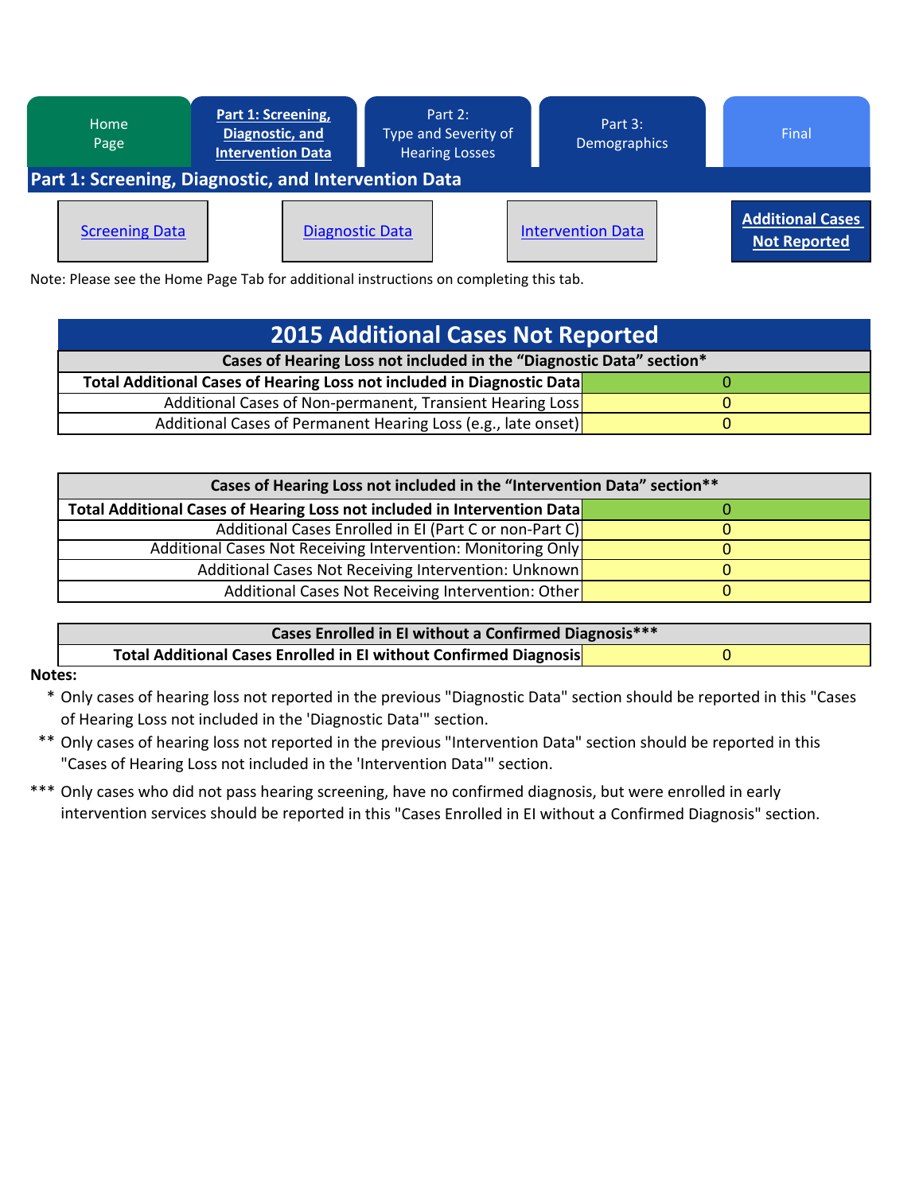Home Page | **Part 1: Screening, Diagnostic, and Intervention Data** | Part 2: Type and Severity of Hearing Losses | Part 3: Demographics | Final

## Part 1: Screening, Diagnostic, and Intervention Data

Screening Data | Diagnostic Data | Intervention Data | **Additional Cases Not Reported**

Note: Please see the Home Page Tab for additional instructions on completing this tab.

## 2015 Additional Cases Not Reported

| Cases of Hearing Loss not included in the "Diagnostic Data" section* | |
|---|---|
| **Total Additional Cases of Hearing Loss not included in Diagnostic Data** | 0 |
| Additional Cases of Non-permanent, Transient Hearing Loss | 0 |
| Additional Cases of Permanent Hearing Loss (e.g., late onset) | 0 |

| Cases of Hearing Loss not included in the "Intervention Data" section** | |
|---|---|
| **Total Additional Cases of Hearing Loss not included in Intervention Data** | 0 |
| Additional Cases Enrolled in EI (Part C or non-Part C) | 0 |
| Additional Cases Not Receiving Intervention: Monitoring Only | 0 |
| Additional Cases Not Receiving Intervention: Unknown | 0 |
| Additional Cases Not Receiving Intervention: Other | 0 |

| Cases Enrolled in EI without a Confirmed Diagnosis*** | |
|---|---|
| **Total Additional Cases Enrolled in EI without Confirmed Diagnosis** | 0 |

**Notes:**

* Only cases of hearing loss not reported in the previous "Diagnostic Data" section should be reported in this "Cases of Hearing Loss not included in the 'Diagnostic Data'" section.

** Only cases of hearing loss not reported in the previous "Intervention Data" section should be reported in this "Cases of Hearing Loss not included in the 'Intervention Data'" section.

*** Only cases who did not pass hearing screening, have no confirmed diagnosis, but were enrolled in early intervention services should be reported in this "Cases Enrolled in EI without a Confirmed Diagnosis" section.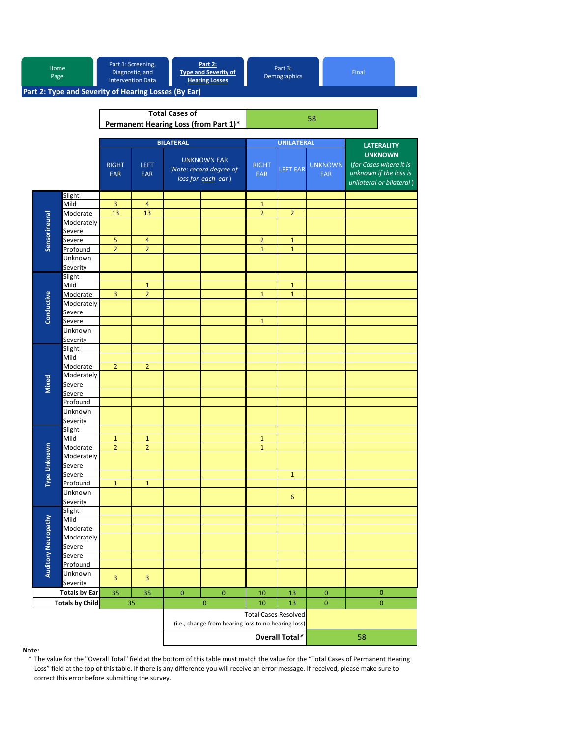Home Page | Part 1: Screening, Diagnostic, and Intervention Data | **Part 2: Type and Severity of Hearing Losses** | Part 3: Demographics | Final

## Part 2: Type and Severity of Hearing Losses (By Ear)

| **Total Cases of Permanent Hearing Loss (from Part 1)*** | 58 |
|---|---|

| Type | Severity | BILATERAL RIGHT EAR | BILATERAL LEFT EAR | BILATERAL UNKNOWN EAR (*Note: record degree of loss for each ear*) | | UNILATERAL RIGHT EAR | UNILATERAL LEFT EAR | UNILATERAL UNKNOWN EAR | LATERALITY UNKNOWN (*for Cases where it is unknown if the loss is unilateral or bilateral*) |
|---|---|---|---|---|---|---|---|---|---|
| Sensorineural | Slight | | | | | | | | |
| | Mild | 3 | 4 | | | 1 | | | |
| | Moderate | 13 | 13 | | | 2 | 2 | | |
| | Moderately Severe | | | | | | | | |
| | Severe | 5 | 4 | | | 2 | 1 | | |
| | Profound | 2 | 2 | | | 1 | 1 | | |
| | Unknown Severity | | | | | | | | |
| Conductive | Slight | | | | | | | | |
| | Mild | | 1 | | | | 1 | | |
| | Moderate | 3 | 2 | | | 1 | 1 | | |
| | Moderately Severe | | | | | | | | |
| | Severe | | | | | 1 | | | |
| | Unknown Severity | | | | | | | | |
| Mixed | Slight | | | | | | | | |
| | Mild | | | | | | | | |
| | Moderate | 2 | 2 | | | | | | |
| | Moderately Severe | | | | | | | | |
| | Severe | | | | | | | | |
| | Profound | | | | | | | | |
| | Unknown Severity | | | | | | | | |
| Type Unknown | Slight | | | | | | | | |
| | Mild | 1 | 1 | | | 1 | | | |
| | Moderate | 2 | 2 | | | 1 | | | |
| | Moderately Severe | | | | | | | | |
| | Severe | | | | | | 1 | | |
| | Profound | 1 | 1 | | | | | | |
| | Unknown Severity | | | | | | 6 | | |
| Auditory Neuropathy | Slight | | | | | | | | |
| | Mild | | | | | | | | |
| | Moderate | | | | | | | | |
| | Moderately Severe | | | | | | | | |
| | Severe | | | | | | | | |
| | Profound | | | | | | | | |
| | Unknown Severity | 3 | 3 | | | | | | |
| **Totals by Ear** | | 35 | 35 | 0 | 0 | 10 | 13 | 0 | 0 |
| **Totals by Child** | | 35 | | 0 | | 10 | 13 | 0 | 0 |

| | |
|---|---|
| Total Cases Resolved (i.e., change from hearing loss to no hearing loss) | |
| **Overall Total*** | 58 |

**Note:**

\* The value for the "Overall Total" field at the bottom of this table must match the value for the "Total Cases of Permanent Hearing Loss" field at the top of this table. If there is any difference you will receive an error message. If received, please make sure to correct this error before submitting the survey.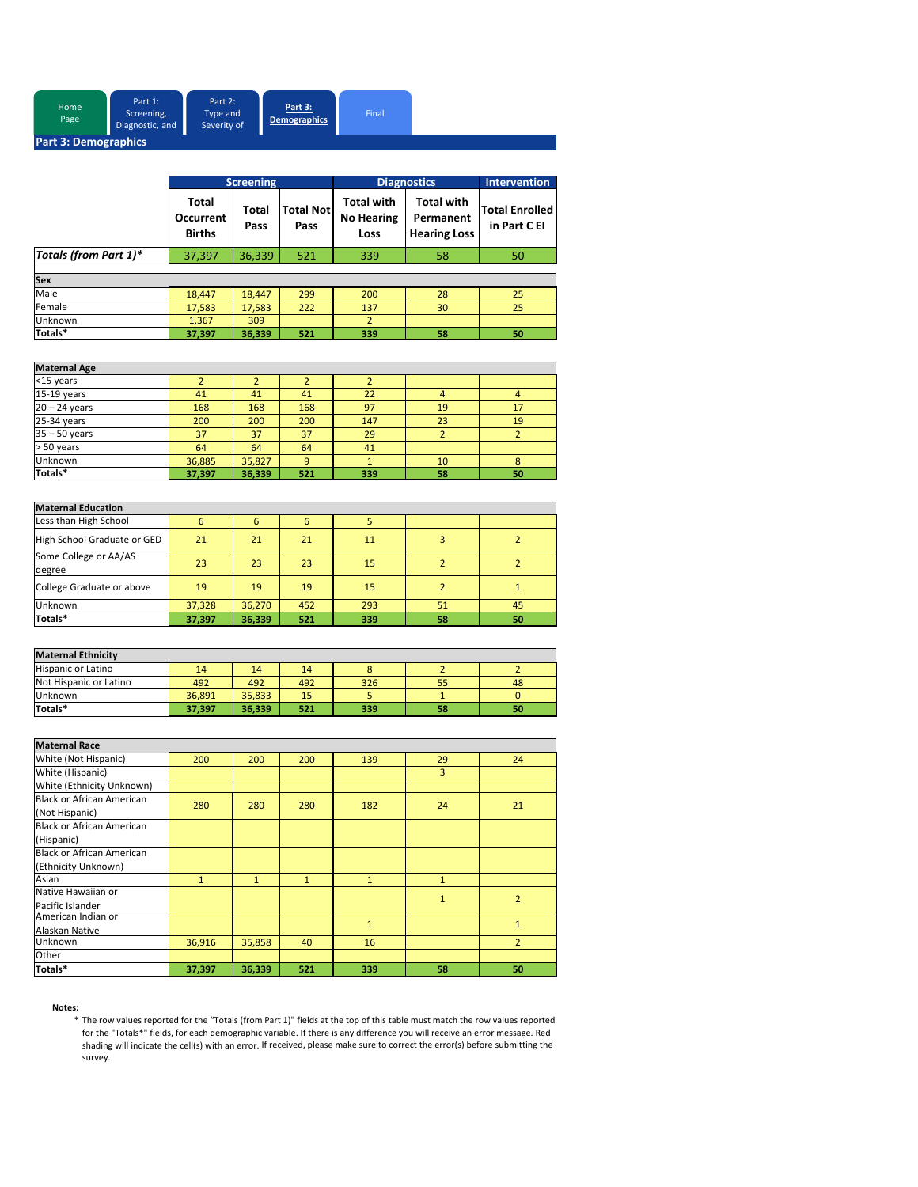Home Page | Part 1: Screening, Diagnostic, and | Part 2: Type and Severity of | **Part 3: Demographics** | Final

## Part 3: Demographics

| | Screening | | | Diagnostics | | Intervention |
|---|---|---|---|---|---|---|
| | **Total Occurrent Births** | **Total Pass** | **Total Not Pass** | **Total with No Hearing Loss** | **Total with Permanent Hearing Loss** | **Total Enrolled in Part C EI** |
| ***Totals (from Part 1)**** | 37,397 | 36,339 | 521 | 339 | 58 | 50 |
| **Sex** | | | | | | |
| Male | 18,447 | 18,447 | 299 | 200 | 28 | 25 |
| Female | 17,583 | 17,583 | 222 | 137 | 30 | 25 |
| Unknown | 1,367 | 309 | | 2 | | |
| **Totals*** | **37,397** | **36,339** | **521** | **339** | **58** | **50** |
| **Maternal Age** | | | | | | |
| <15 years | 2 | 2 | 2 | 2 | | |
| 15-19 years | 41 | 41 | 41 | 22 | 4 | 4 |
| 20 – 24 years | 168 | 168 | 168 | 97 | 19 | 17 |
| 25-34 years | 200 | 200 | 200 | 147 | 23 | 19 |
| 35 – 50 years | 37 | 37 | 37 | 29 | 2 | 2 |
| > 50 years | 64 | 64 | 64 | 41 | | |
| Unknown | 36,885 | 35,827 | 9 | 1 | 10 | 8 |
| **Totals*** | **37,397** | **36,339** | **521** | **339** | **58** | **50** |
| **Maternal Education** | | | | | | |
| Less than High School | 6 | 6 | 6 | 5 | | |
| High School Graduate or GED | 21 | 21 | 21 | 11 | 3 | 2 |
| Some College or AA/AS degree | 23 | 23 | 23 | 15 | 2 | 2 |
| College Graduate or above | 19 | 19 | 19 | 15 | 2 | 1 |
| Unknown | 37,328 | 36,270 | 452 | 293 | 51 | 45 |
| **Totals*** | **37,397** | **36,339** | **521** | **339** | **58** | **50** |
| **Maternal Ethnicity** | | | | | | |
| Hispanic or Latino | 14 | 14 | 14 | 8 | 2 | 2 |
| Not Hispanic or Latino | 492 | 492 | 492 | 326 | 55 | 48 |
| Unknown | 36,891 | 35,833 | 15 | 5 | 1 | 0 |
| **Totals*** | **37,397** | **36,339** | **521** | **339** | **58** | **50** |
| **Maternal Race** | | | | | | |
| White (Not Hispanic) | 200 | 200 | 200 | 139 | 29 | 24 |
| White (Hispanic) | | | | | 3 | |
| White (Ethnicity Unknown) | | | | | | |
| Black or African American (Not Hispanic) | 280 | 280 | 280 | 182 | 24 | 21 |
| Black or African American (Hispanic) | | | | | | |
| Black or African American (Ethnicity Unknown) | | | | | | |
| Asian | 1 | 1 | 1 | 1 | 1 | |
| Native Hawaiian or Pacific Islander | | | | | 1 | 2 |
| American Indian or Alaskan Native | | | | 1 | | 1 |
| Unknown | 36,916 | 35,858 | 40 | 16 | | 2 |
| Other | | | | | | |
| **Totals*** | **37,397** | **36,339** | **521** | **339** | **58** | **50** |

**Notes:**

\* The row values reported for the "Totals (from Part 1)" fields at the top of this table must match the row values reported for the "Totals*" fields, for each demographic variable. If there is any difference you will receive an error message. Red shading will indicate the cell(s) with an error. If received, please make sure to correct the error(s) before submitting the survey.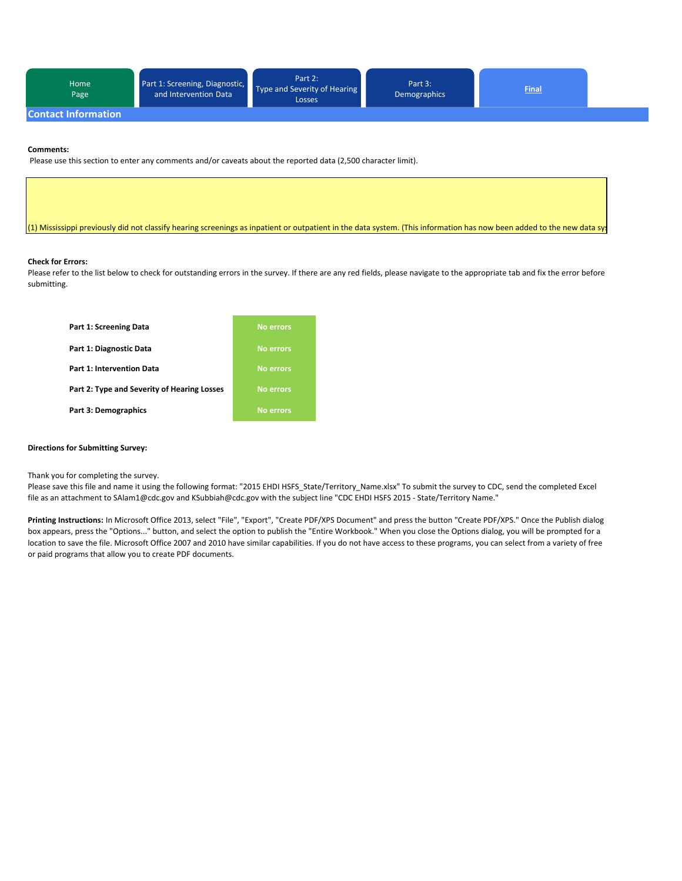Home Page | Part 1: Screening, Diagnostic, and Intervention Data | Part 2: Type and Severity of Hearing Losses | Part 3: Demographics | Final

## Contact Information

**Comments:**
Please use this section to enter any comments and/or caveats about the reported data (2,500 character limit).

(1) Mississippi previously did not classify hearing screenings as inpatient or outpatient in the data system. (This information has now been added to the new data sys

**Check for Errors:**
Please refer to the list below to check for outstanding errors in the survey. If there are any red fields, please navigate to the appropriate tab and fix the error before submitting.

| | |
|---|---|
| **Part 1: Screening Data** | No errors |
| **Part 1: Diagnostic Data** | No errors |
| **Part 1: Intervention Data** | No errors |
| **Part 2: Type and Severity of Hearing Losses** | No errors |
| **Part 3: Demographics** | No errors |

**Directions for Submitting Survey:**

Thank you for completing the survey.
Please save this file and name it using the following format: "2015 EHDI HSFS_State/Territory_Name.xlsx" To submit the survey to CDC, send the completed Excel file as an attachment to SAlam1@cdc.gov and KSubbiah@cdc.gov with the subject line "CDC EHDI HSFS 2015 - State/Territory Name."

**Printing Instructions:** In Microsoft Office 2013, select "File", "Export", "Create PDF/XPS Document" and press the button "Create PDF/XPS." Once the Publish dialog box appears, press the "Options..." button, and select the option to publish the "Entire Workbook." When you close the Options dialog, you will be prompted for a location to save the file. Microsoft Office 2007 and 2010 have similar capabilities. If you do not have access to these programs, you can select from a variety of free or paid programs that allow you to create PDF documents.